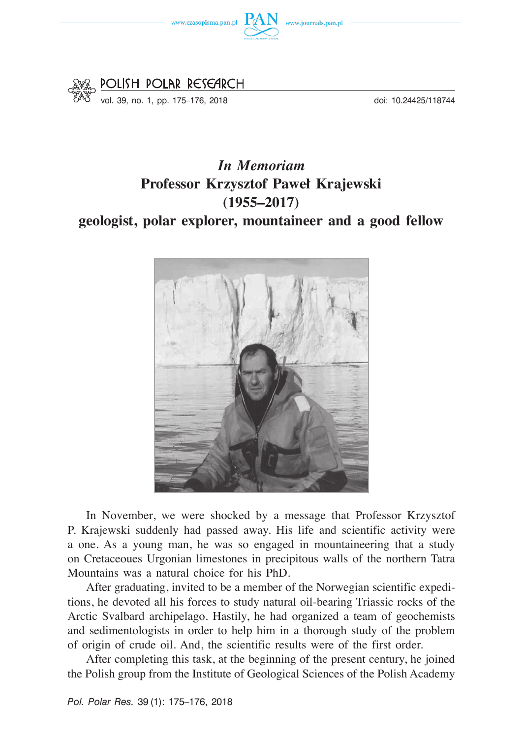# *In Memoriam*
# Professor Krzysztof Paweł Krajewski (1955–2017)
## geologist, polar explorer, mountaineer and a good fellow

In November, we were shocked by a message that Professor Krzysztof P. Krajewski suddenly had passed away. His life and scientific activity were a one. As a young man, he was so engaged in mountaineering that a study on Cretaceoues Urgonian limestones in precipitous walls of the northern Tatra Mountains was a natural choice for his PhD.

After graduating, invited to be a member of the Norwegian scientific expeditions, he devoted all his forces to study natural oil-bearing Triassic rocks of the Arctic Svalbard archipelago. Hastily, he had organized a team of geochemists and sedimentologists in order to help him in a thorough study of the problem of origin of crude oil. And, the scientific results were of the first order.

After completing this task, at the beginning of the present century, he joined the Polish group from the Institute of Geological Sciences of the Polish Academy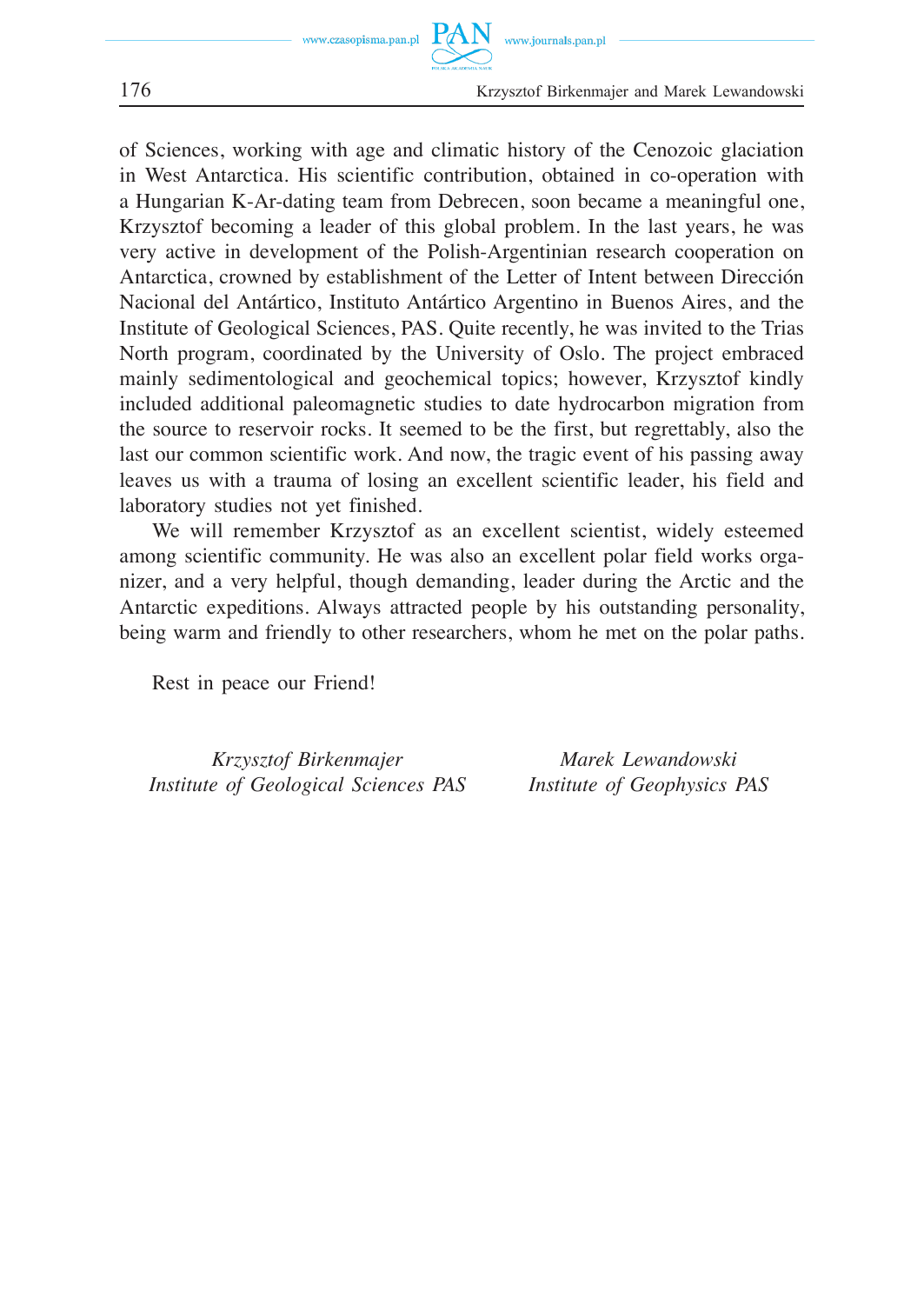of Sciences, working with age and climatic history of the Cenozoic glaciation in West Antarctica. His scientific contribution, obtained in co-operation with a Hungarian K-Ar-dating team from Debrecen, soon became a meaningful one, Krzysztof becoming a leader of this global problem. In the last years, he was very active in development of the Polish-Argentinian research cooperation on Antarctica, crowned by establishment of the Letter of Intent between Dirección Nacional del Antártico, Instituto Antártico Argentino in Buenos Aires, and the Institute of Geological Sciences, PAS. Quite recently, he was invited to the Trias North program, coordinated by the University of Oslo. The project embraced mainly sedimentological and geochemical topics; however, Krzysztof kindly included additional paleomagnetic studies to date hydrocarbon migration from the source to reservoir rocks. It seemed to be the first, but regrettably, also the last our common scientific work. And now, the tragic event of his passing away leaves us with a trauma of losing an excellent scientific leader, his field and laboratory studies not yet finished.

We will remember Krzysztof as an excellent scientist, widely esteemed among scientific community. He was also an excellent polar field works organizer, and a very helpful, though demanding, leader during the Arctic and the Antarctic expeditions. Always attracted people by his outstanding personality, being warm and friendly to other researchers, whom he met on the polar paths.

Rest in peace our Friend!

*Krzysztof Birkenmajer*
*Institute of Geological Sciences PAS*

*Marek Lewandowski*
*Institute of Geophysics PAS*